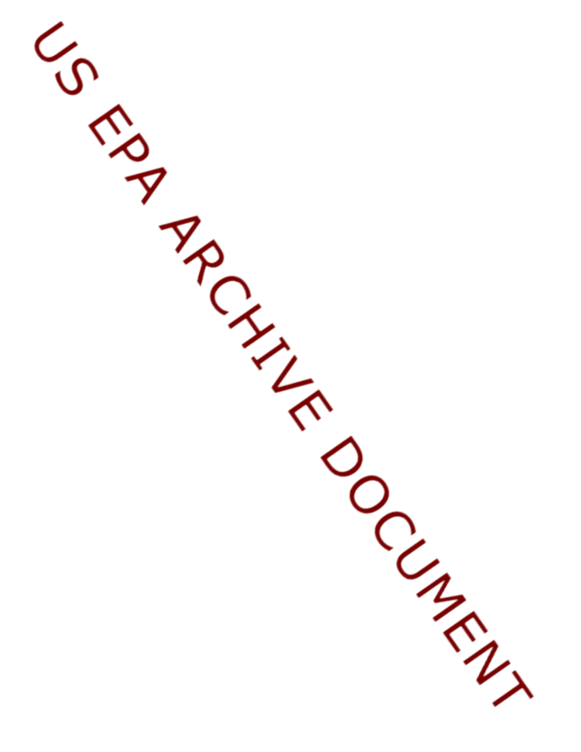US EPA ARCHIVE DOCUMENT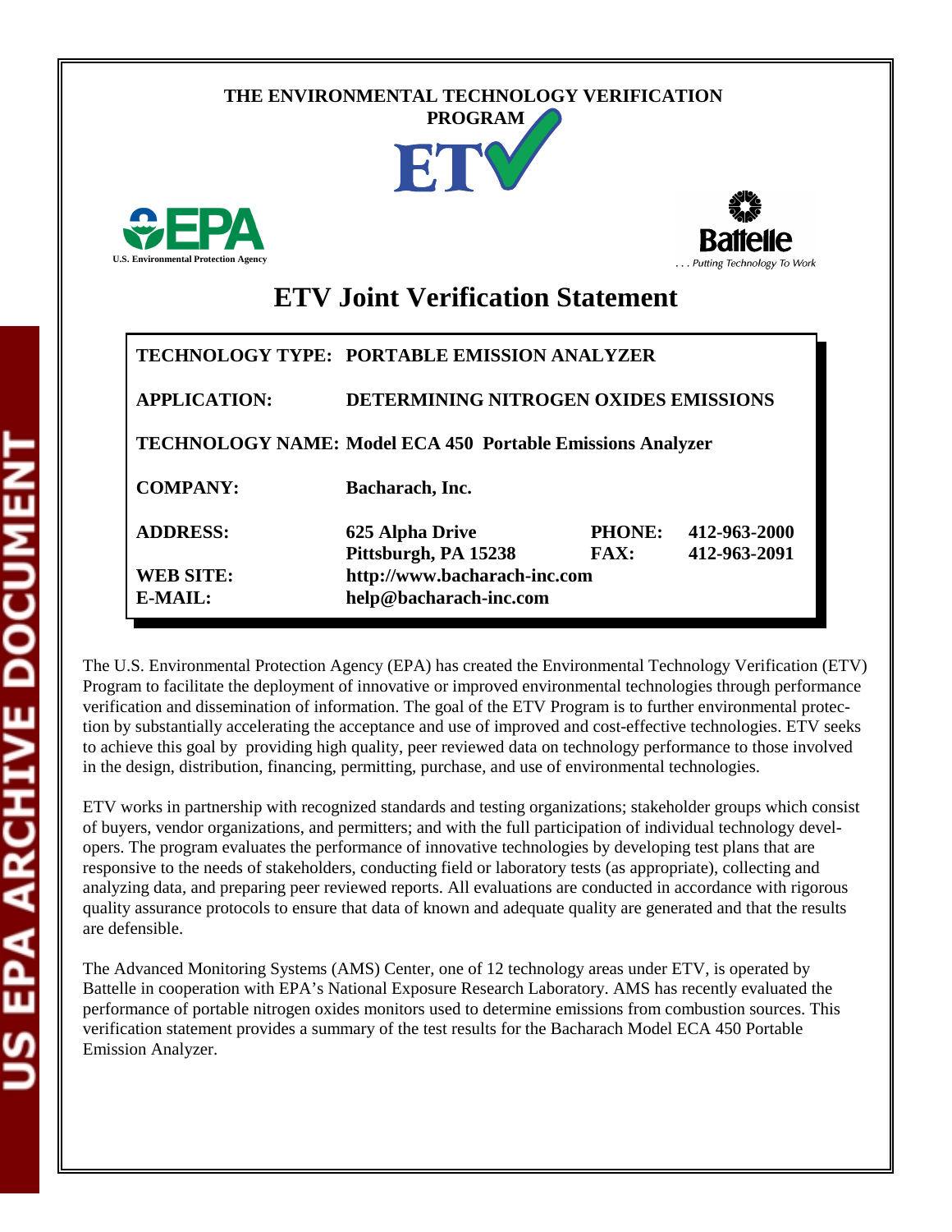THE ENVIRONMENTAL TECHNOLOGY VERIFICATION PROGRAM

ETV

U.S. Environmental Protection Agency

Battelle

. . . Putting Technology To Work

# ETV Joint Verification Statement

| | | | |
|---|---|---|---|
| **TECHNOLOGY TYPE:** | **PORTABLE EMISSION ANALYZER** | | |
| **APPLICATION:** | **DETERMINING NITROGEN OXIDES EMISSIONS** | | |
| **TECHNOLOGY NAME:** | **Model ECA 450 Portable Emissions Analyzer** | | |
| **COMPANY:** | **Bacharach, Inc.** | | |
| **ADDRESS:** | **625 Alpha Drive** <br> **Pittsburgh, PA 15238** | **PHONE:** <br> **FAX:** | **412-963-2000** <br> **412-963-2091** |
| **WEB SITE:** | **http://www.bacharach-inc.com** | | |
| **E-MAIL:** | **help@bacharach-inc.com** | | |

The U.S. Environmental Protection Agency (EPA) has created the Environmental Technology Verification (ETV) Program to facilitate the deployment of innovative or improved environmental technologies through performance verification and dissemination of information. The goal of the ETV Program is to further environmental protection by substantially accelerating the acceptance and use of improved and cost-effective technologies. ETV seeks to achieve this goal by providing high quality, peer reviewed data on technology performance to those involved in the design, distribution, financing, permitting, purchase, and use of environmental technologies.

ETV works in partnership with recognized standards and testing organizations; stakeholder groups which consist of buyers, vendor organizations, and permitters; and with the full participation of individual technology developers. The program evaluates the performance of innovative technologies by developing test plans that are responsive to the needs of stakeholders, conducting field or laboratory tests (as appropriate), collecting and analyzing data, and preparing peer reviewed reports. All evaluations are conducted in accordance with rigorous quality assurance protocols to ensure that data of known and adequate quality are generated and that the results are defensible.

The Advanced Monitoring Systems (AMS) Center, one of 12 technology areas under ETV, is operated by Battelle in cooperation with EPA's National Exposure Research Laboratory. AMS has recently evaluated the performance of portable nitrogen oxides monitors used to determine emissions from combustion sources. This verification statement provides a summary of the test results for the Bacharach Model ECA 450 Portable Emission Analyzer.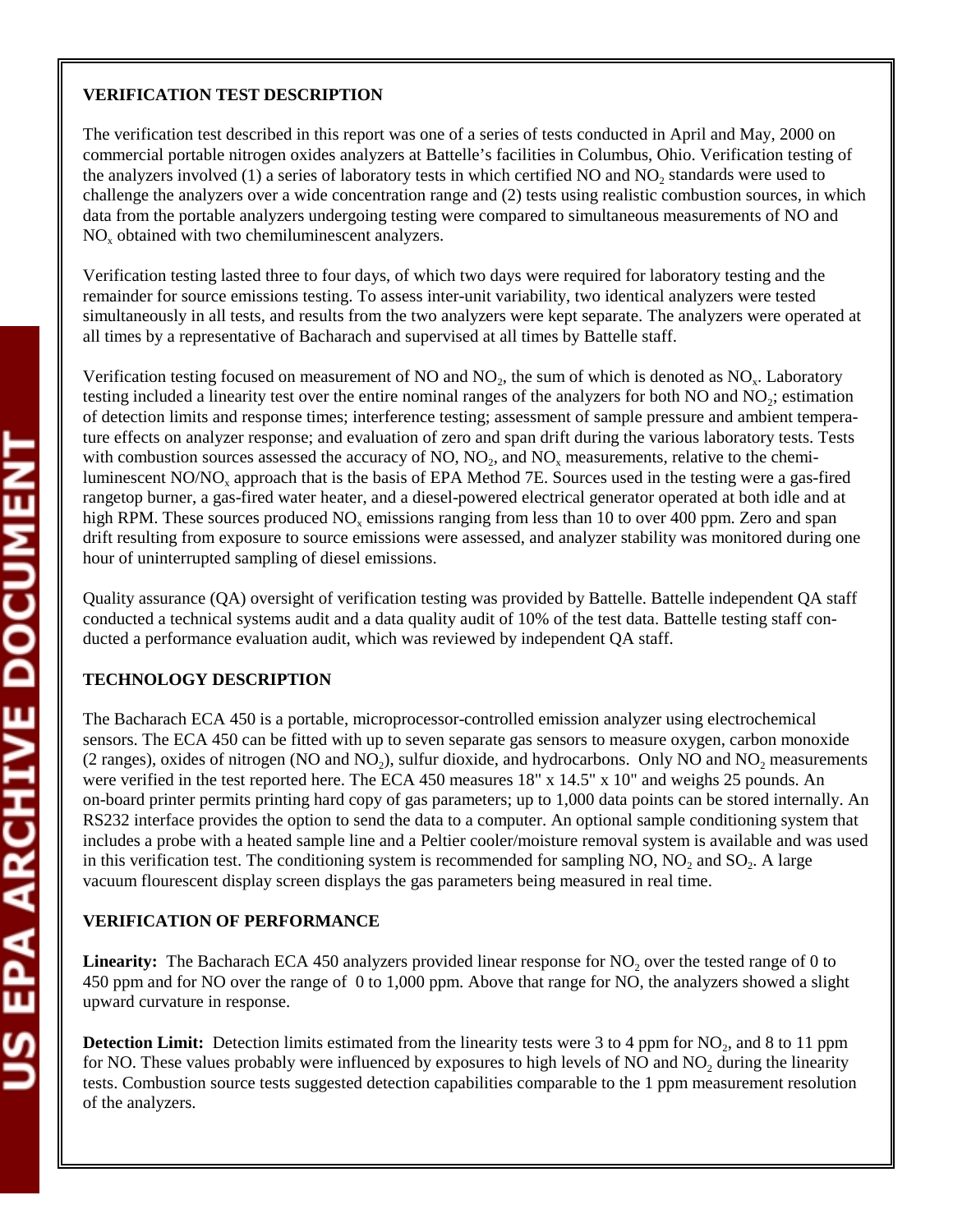## VERIFICATION TEST DESCRIPTION

The verification test described in this report was one of a series of tests conducted in April and May, 2000 on commercial portable nitrogen oxides analyzers at Battelle's facilities in Columbus, Ohio. Verification testing of the analyzers involved (1) a series of laboratory tests in which certified NO and $NO_2$ standards were used to challenge the analyzers over a wide concentration range and (2) tests using realistic combustion sources, in which data from the portable analyzers undergoing testing were compared to simultaneous measurements of NO and $NO_x$ obtained with two chemiluminescent analyzers.

Verification testing lasted three to four days, of which two days were required for laboratory testing and the remainder for source emissions testing. To assess inter-unit variability, two identical analyzers were tested simultaneously in all tests, and results from the two analyzers were kept separate. The analyzers were operated at all times by a representative of Bacharach and supervised at all times by Battelle staff.

Verification testing focused on measurement of NO and $NO_2$, the sum of which is denoted as $NO_x$. Laboratory testing included a linearity test over the entire nominal ranges of the analyzers for both NO and $NO_2$; estimation of detection limits and response times; interference testing; assessment of sample pressure and ambient temperature effects on analyzer response; and evaluation of zero and span drift during the various laboratory tests. Tests with combustion sources assessed the accuracy of NO, $NO_2$, and $NO_x$ measurements, relative to the chemiluminescent NO/$NO_x$ approach that is the basis of EPA Method 7E. Sources used in the testing were a gas-fired rangetop burner, a gas-fired water heater, and a diesel-powered electrical generator operated at both idle and at high RPM. These sources produced $NO_x$ emissions ranging from less than 10 to over 400 ppm. Zero and span drift resulting from exposure to source emissions were assessed, and analyzer stability was monitored during one hour of uninterrupted sampling of diesel emissions.

Quality assurance (QA) oversight of verification testing was provided by Battelle. Battelle independent QA staff conducted a technical systems audit and a data quality audit of 10% of the test data. Battelle testing staff conducted a performance evaluation audit, which was reviewed by independent QA staff.

## TECHNOLOGY DESCRIPTION

The Bacharach ECA 450 is a portable, microprocessor-controlled emission analyzer using electrochemical sensors. The ECA 450 can be fitted with up to seven separate gas sensors to measure oxygen, carbon monoxide (2 ranges), oxides of nitrogen (NO and $NO_2$), sulfur dioxide, and hydrocarbons. Only NO and $NO_2$ measurements were verified in the test reported here. The ECA 450 measures 18" x 14.5" x 10" and weighs 25 pounds. An on-board printer permits printing hard copy of gas parameters; up to 1,000 data points can be stored internally. An RS232 interface provides the option to send the data to a computer. An optional sample conditioning system that includes a probe with a heated sample line and a Peltier cooler/moisture removal system is available and was used in this verification test. The conditioning system is recommended for sampling NO, $NO_2$ and $SO_2$. A large vacuum flourescent display screen displays the gas parameters being measured in real time.

## VERIFICATION OF PERFORMANCE

**Linearity:** The Bacharach ECA 450 analyzers provided linear response for $NO_2$ over the tested range of 0 to 450 ppm and for NO over the range of 0 to 1,000 ppm. Above that range for NO, the analyzers showed a slight upward curvature in response.

**Detection Limit:** Detection limits estimated from the linearity tests were 3 to 4 ppm for $NO_2$, and 8 to 11 ppm for NO. These values probably were influenced by exposures to high levels of NO and $NO_2$ during the linearity tests. Combustion source tests suggested detection capabilities comparable to the 1 ppm measurement resolution of the analyzers.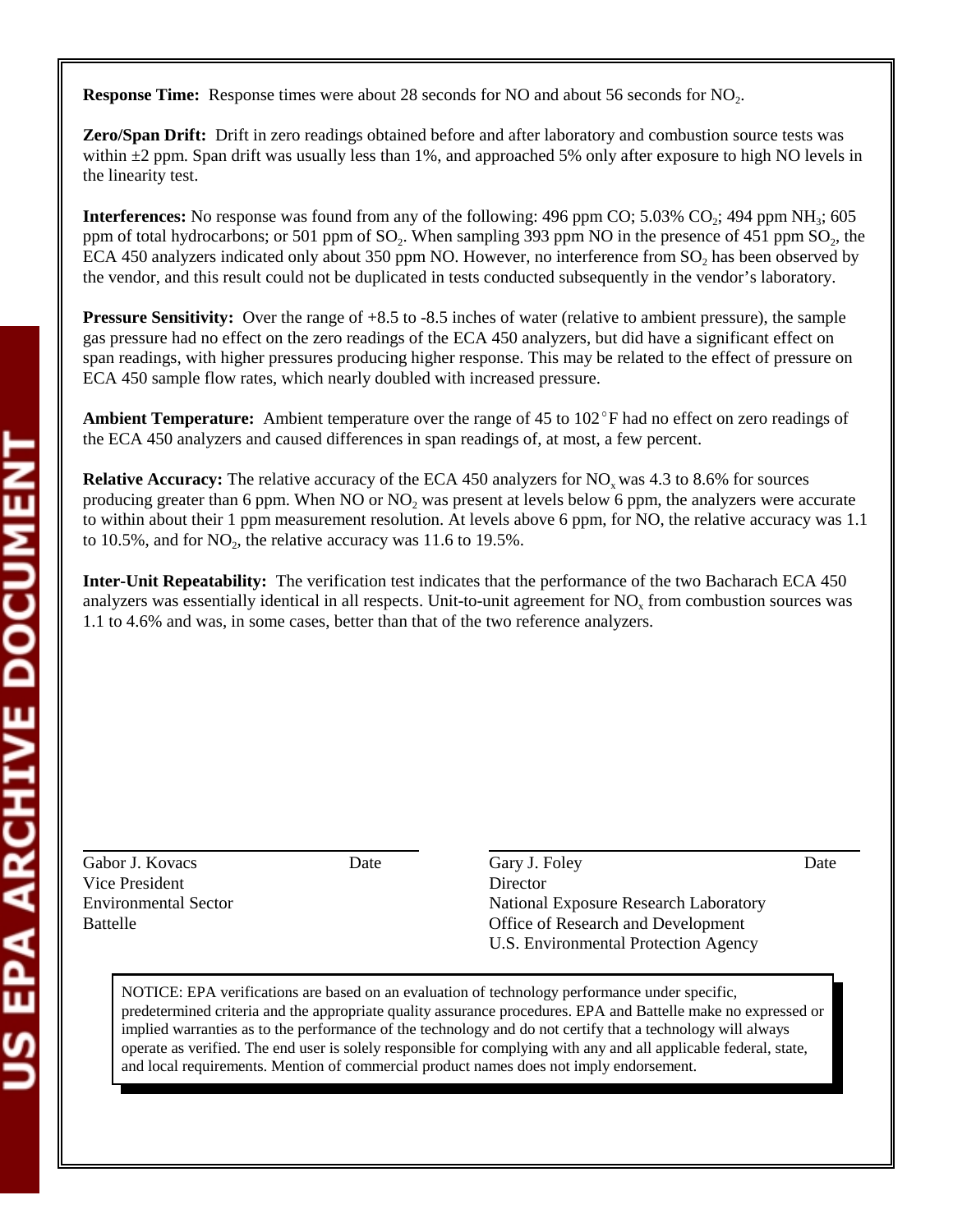**Response Time:** Response times were about 28 seconds for NO and about 56 seconds for $NO_2$.

**Zero/Span Drift:** Drift in zero readings obtained before and after laboratory and combustion source tests was within ±2 ppm. Span drift was usually less than 1%, and approached 5% only after exposure to high NO levels in the linearity test.

**Interferences:** No response was found from any of the following: 496 ppm CO; 5.03% $CO_2$; 494 ppm $NH_3$; 605 ppm of total hydrocarbons; or 501 ppm of $SO_2$. When sampling 393 ppm NO in the presence of 451 ppm $SO_2$, the ECA 450 analyzers indicated only about 350 ppm NO. However, no interference from $SO_2$ has been observed by the vendor, and this result could not be duplicated in tests conducted subsequently in the vendor's laboratory.

**Pressure Sensitivity:** Over the range of +8.5 to -8.5 inches of water (relative to ambient pressure), the sample gas pressure had no effect on the zero readings of the ECA 450 analyzers, but did have a significant effect on span readings, with higher pressures producing higher response. This may be related to the effect of pressure on ECA 450 sample flow rates, which nearly doubled with increased pressure.

**Ambient Temperature:** Ambient temperature over the range of 45 to 102°F had no effect on zero readings of the ECA 450 analyzers and caused differences in span readings of, at most, a few percent.

**Relative Accuracy:** The relative accuracy of the ECA 450 analyzers for $NO_x$ was 4.3 to 8.6% for sources producing greater than 6 ppm. When NO or $NO_2$ was present at levels below 6 ppm, the analyzers were accurate to within about their 1 ppm measurement resolution. At levels above 6 ppm, for NO, the relative accuracy was 1.1 to 10.5%, and for $NO_2$, the relative accuracy was 11.6 to 19.5%.

**Inter-Unit Repeatability:** The verification test indicates that the performance of the two Bacharach ECA 450 analyzers was essentially identical in all respects. Unit-to-unit agreement for $NO_x$ from combustion sources was 1.1 to 4.6% and was, in some cases, better than that of the two reference analyzers.

Gabor J. Kovacs Date
Vice President
Environmental Sector
Battelle

Gary J. Foley Date
Director
National Exposure Research Laboratory
Office of Research and Development
U.S. Environmental Protection Agency

NOTICE: EPA verifications are based on an evaluation of technology performance under specific, predetermined criteria and the appropriate quality assurance procedures. EPA and Battelle make no expressed or implied warranties as to the performance of the technology and do not certify that a technology will always operate as verified. The end user is solely responsible for complying with any and all applicable federal, state, and local requirements. Mention of commercial product names does not imply endorsement.